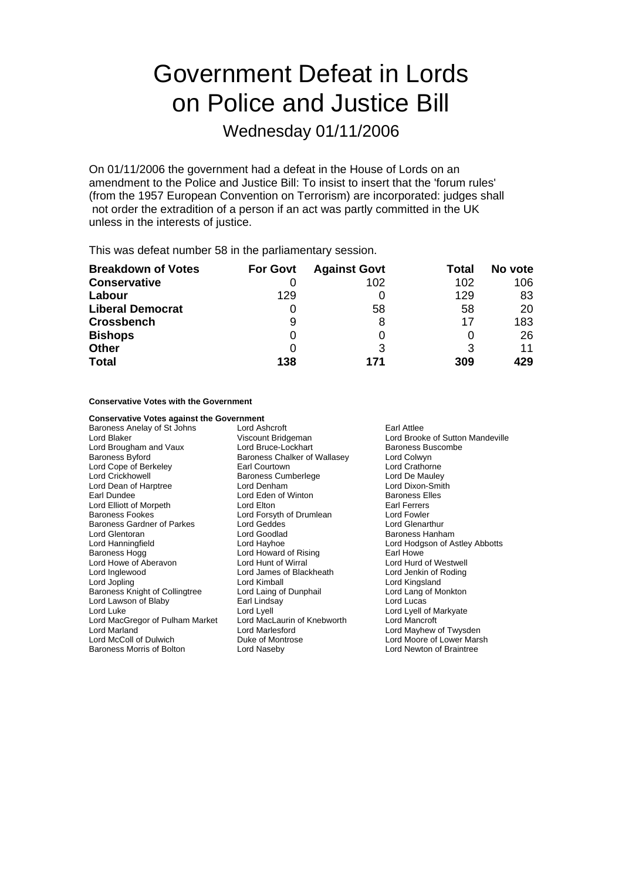# Government Defeat in Lords on Police and Justice Bill

## Wednesday 01/11/2006

On 01/11/2006 the government had a defeat in the House of Lords on an amendment to the Police and Justice Bill: To insist to insert that the 'forum rules' (from the 1957 European Convention on Terrorism) are incorporated: judges shall not order the extradition of a person if an act was partly committed in the UK unless in the interests of justice.

This was defeat number 58 in the parliamentary session.

| Breakdown of Votes | For Govt | Against Govt | Total | No vote |
|---|---|---|---|---|
| **Conservative** | 0 | 102 | 102 | 106 |
| **Labour** | 129 | 0 | 129 | 83 |
| **Liberal Democrat** | 0 | 58 | 58 | 20 |
| **Crossbench** | 9 | 8 | 17 | 183 |
| **Bishops** | 0 | 0 | 0 | 26 |
| **Other** | 0 | 3 | 3 | 11 |
| **Total** | **138** | **171** | **309** | **429** |

**Conservative Votes with the Government**

**Conservative Votes against the Government**

| | | |
|---|---|---|
| Baroness Anelay of St Johns | Lord Ashcroft | Earl Attlee |
| Lord Blaker | Viscount Bridgeman | Lord Brooke of Sutton Mandeville |
| Lord Brougham and Vaux | Lord Bruce-Lockhart | Baroness Buscombe |
| Baroness Byford | Baroness Chalker of Wallasey | Lord Colwyn |
| Lord Cope of Berkeley | Earl Courtown | Lord Crathorne |
| Lord Crickhowell | Baroness Cumberlege | Lord De Mauley |
| Lord Dean of Harptree | Lord Denham | Lord Dixon-Smith |
| Earl Dundee | Lord Eden of Winton | Baroness Elles |
| Lord Elliott of Morpeth | Lord Elton | Earl Ferrers |
| Baroness Fookes | Lord Forsyth of Drumlean | Lord Fowler |
| Baroness Gardner of Parkes | Lord Geddes | Lord Glenarthur |
| Lord Glentoran | Lord Goodlad | Baroness Hanham |
| Lord Hanningfield | Lord Hayhoe | Lord Hodgson of Astley Abbotts |
| Baroness Hogg | Lord Howard of Rising | Earl Howe |
| Lord Howe of Aberavon | Lord Hunt of Wirral | Lord Hurd of Westwell |
| Lord Inglewood | Lord James of Blackheath | Lord Jenkin of Roding |
| Lord Jopling | Lord Kimball | Lord Kingsland |
| Baroness Knight of Collingtree | Lord Laing of Dunphail | Lord Lang of Monkton |
| Lord Lawson of Blaby | Earl Lindsay | Lord Lucas |
| Lord Luke | Lord Lyell | Lord Lyell of Markyate |
| Lord MacGregor of Pulham Market | Lord MacLaurin of Knebworth | Lord Mancroft |
| Lord Marland | Lord Marlesford | Lord Mayhew of Twysden |
| Lord McColl of Dulwich | Duke of Montrose | Lord Moore of Lower Marsh |
| Baroness Morris of Bolton | Lord Naseby | Lord Newton of Braintree |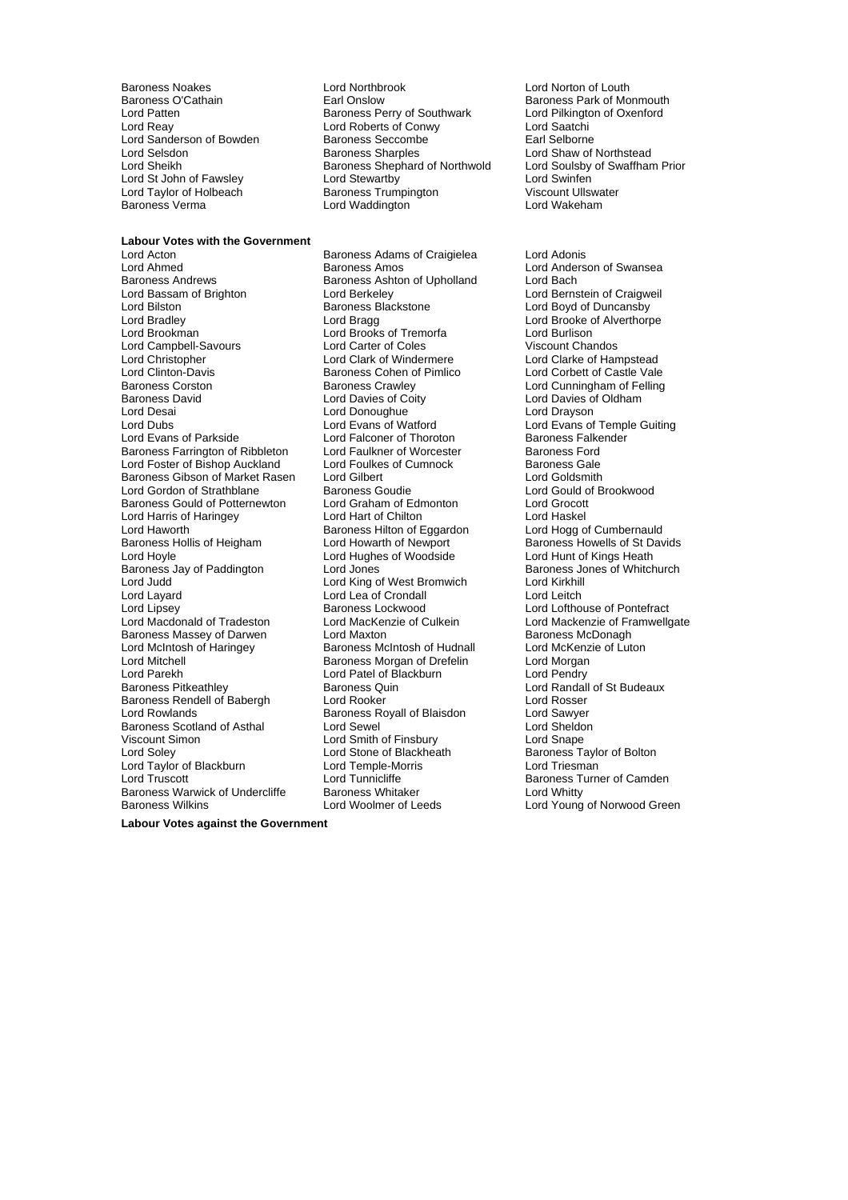Baroness Noakes
Lord Northbrook
Lord Norton of Louth
Baroness O'Cathain
Earl Onslow
Baroness Park of Monmouth
Lord Patten
Baroness Perry of Southwark
Lord Pilkington of Oxenford
Lord Reay
Lord Roberts of Conwy
Lord Saatchi
Lord Sanderson of Bowden
Baroness Seccombe
Earl Selborne
Lord Selsdon
Baroness Sharples
Lord Shaw of Northstead
Lord Sheikh
Baroness Shephard of Northwold
Lord Soulsby of Swaffham Prior
Lord St John of Fawsley
Lord Stewartby
Lord Swinfen
Lord Taylor of Holbeach
Baroness Trumpington
Viscount Ullswater
Baroness Verma
Lord Waddington
Lord Wakeham

**Labour Votes with the Government**

Lord Acton
Baroness Adams of Craigielea
Lord Adonis
Lord Ahmed
Baroness Amos
Lord Anderson of Swansea
Baroness Andrews
Baroness Ashton of Upholland
Lord Bach
Lord Bassam of Brighton
Lord Berkeley
Lord Bernstein of Craigweil
Lord Bilston
Baroness Blackstone
Lord Boyd of Duncansby
Lord Bradley
Lord Bragg
Lord Brooke of Alverthorpe
Lord Brookman
Lord Brooks of Tremorfa
Lord Burlison
Lord Campbell-Savours
Lord Carter of Coles
Viscount Chandos
Lord Christopher
Lord Clark of Windermere
Lord Clarke of Hampstead
Lord Clinton-Davis
Baroness Cohen of Pimlico
Lord Corbett of Castle Vale
Baroness Corston
Baroness Crawley
Lord Cunningham of Felling
Baroness David
Lord Davies of Coity
Lord Davies of Oldham
Lord Desai
Lord Donoughue
Lord Drayson
Lord Dubs
Lord Evans of Watford
Lord Evans of Temple Guiting
Lord Evans of Parkside
Lord Falconer of Thoroton
Baroness Falkender
Baroness Farrington of Ribbleton
Lord Faulkner of Worcester
Baroness Ford
Lord Foster of Bishop Auckland
Lord Foulkes of Cumnock
Baroness Gale
Baroness Gibson of Market Rasen
Lord Gilbert
Lord Goldsmith
Lord Gordon of Strathblane
Baroness Goudie
Lord Gould of Brookwood
Baroness Gould of Potternewton
Lord Graham of Edmonton
Lord Grocott
Lord Harris of Haringey
Lord Hart of Chilton
Lord Haskel
Lord Haworth
Baroness Hilton of Eggardon
Lord Hogg of Cumbernauld
Baroness Hollis of Heigham
Lord Howarth of Newport
Baroness Howells of St Davids
Lord Hoyle
Lord Hughes of Woodside
Lord Hunt of Kings Heath
Baroness Jay of Paddington
Lord Jones
Baroness Jones of Whitchurch
Lord Judd
Lord King of West Bromwich
Lord Kirkhill
Lord Layard
Lord Lea of Crondall
Lord Leitch
Lord Lipsey
Baroness Lockwood
Lord Lofthouse of Pontefract
Lord Macdonald of Tradeston
Lord MacKenzie of Culkein
Lord Mackenzie of Framwellgate
Baroness Massey of Darwen
Lord Maxton
Baroness McDonagh
Lord McIntosh of Haringey
Baroness McIntosh of Hudnall
Lord McKenzie of Luton
Lord Mitchell
Baroness Morgan of Drefelin
Lord Morgan
Lord Parekh
Lord Patel of Blackburn
Lord Pendry
Baroness Pitkeathley
Baroness Quin
Lord Randall of St Budeaux
Baroness Rendell of Babergh
Lord Rooker
Lord Rosser
Lord Rowlands
Baroness Royall of Blaisdon
Lord Sawyer
Baroness Scotland of Asthal
Lord Sewel
Lord Sheldon
Viscount Simon
Lord Smith of Finsbury
Lord Snape
Lord Soley
Lord Stone of Blackheath
Baroness Taylor of Bolton
Lord Taylor of Blackburn
Lord Temple-Morris
Lord Triesman
Lord Truscott
Lord Tunnicliffe
Baroness Turner of Camden
Baroness Warwick of Undercliffe
Baroness Whitaker
Lord Whitty
Baroness Wilkins
Lord Woolmer of Leeds
Lord Young of Norwood Green

**Labour Votes against the Government**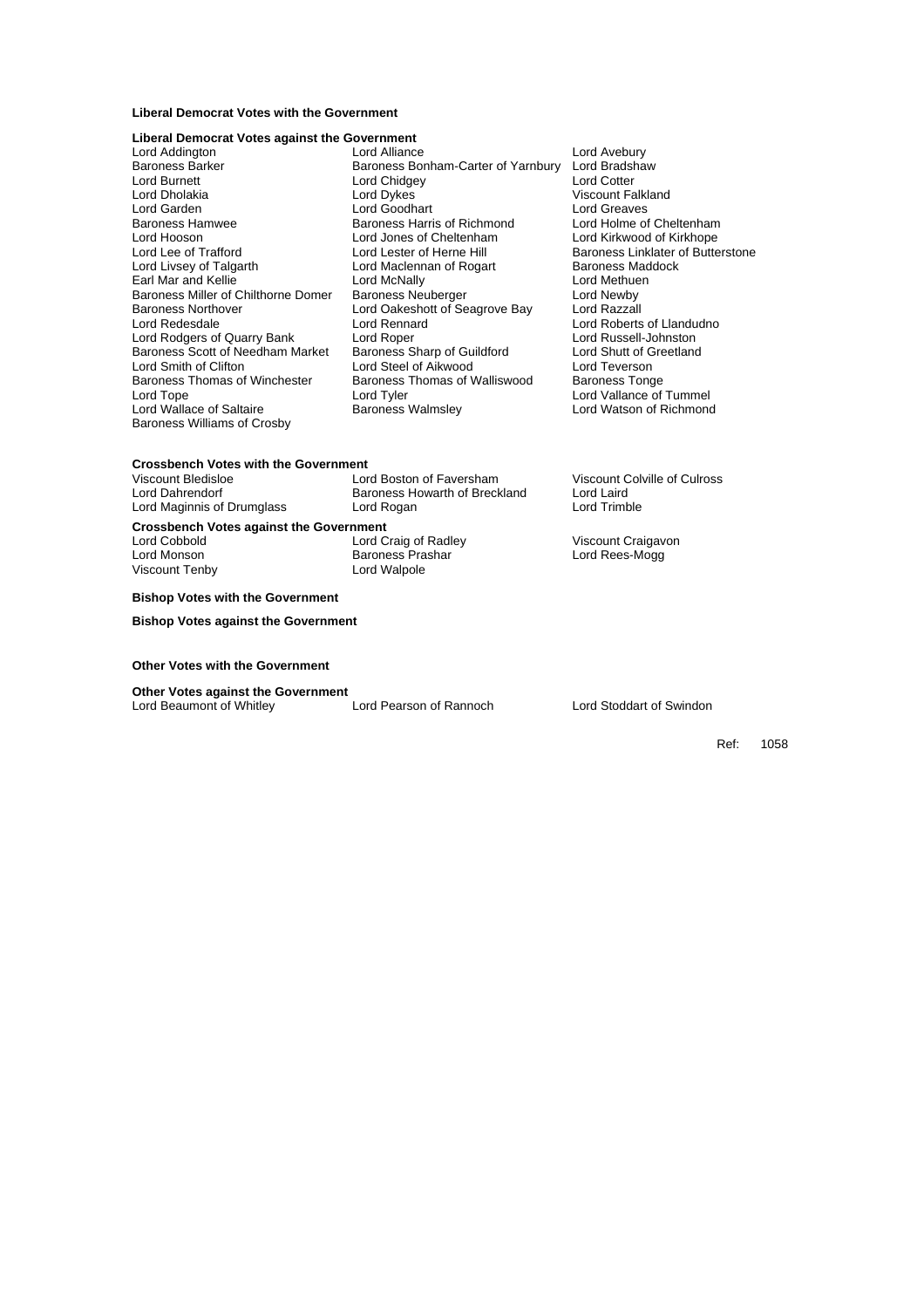**Liberal Democrat Votes with the Government**

**Liberal Democrat Votes against the Government**

| | | |
|---|---|---|
| Lord Addington | Lord Alliance | Lord Avebury |
| Baroness Barker | Baroness Bonham-Carter of Yarnbury | Lord Bradshaw |
| Lord Burnett | Lord Chidgey | Lord Cotter |
| Lord Dholakia | Lord Dykes | Viscount Falkland |
| Lord Garden | Lord Goodhart | Lord Greaves |
| Baroness Hamwee | Baroness Harris of Richmond | Lord Holme of Cheltenham |
| Lord Hooson | Lord Jones of Cheltenham | Lord Kirkwood of Kirkhope |
| Lord Lee of Trafford | Lord Lester of Herne Hill | Baroness Linklater of Butterstone |
| Lord Livsey of Talgarth | Lord Maclennan of Rogart | Baroness Maddock |
| Earl Mar and Kellie | Lord McNally | Lord Methuen |
| Baroness Miller of Chilthorne Domer | Baroness Neuberger | Lord Newby |
| Baroness Northover | Lord Oakeshott of Seagrove Bay | Lord Razzall |
| Lord Redesdale | Lord Rennard | Lord Roberts of Llandudno |
| Lord Rodgers of Quarry Bank | Lord Roper | Lord Russell-Johnston |
| Baroness Scott of Needham Market | Baroness Sharp of Guildford | Lord Shutt of Greetland |
| Lord Smith of Clifton | Lord Steel of Aikwood | Lord Teverson |
| Baroness Thomas of Winchester | Baroness Thomas of Walliswood | Baroness Tonge |
| Lord Tope | Lord Tyler | Lord Vallance of Tummel |
| Lord Wallace of Saltaire | Baroness Walmsley | Lord Watson of Richmond |
| Baroness Williams of Crosby | | |

**Crossbench Votes with the Government**

| | | |
|---|---|---|
| Viscount Bledisloe | Lord Boston of Faversham | Viscount Colville of Culross |
| Lord Dahrendorf | Baroness Howarth of Breckland | Lord Laird |
| Lord Maginnis of Drumglass | Lord Rogan | Lord Trimble |

**Crossbench Votes against the Government**

| | | |
|---|---|---|
| Lord Cobbold | Lord Craig of Radley | Viscount Craigavon |
| Lord Monson | Baroness Prashar | Lord Rees-Mogg |
| Viscount Tenby | Lord Walpole | |

**Bishop Votes with the Government**

**Bishop Votes against the Government**

**Other Votes with the Government**

**Other Votes against the Government**

| | | |
|---|---|---|
| Lord Beaumont of Whitley | Lord Pearson of Rannoch | Lord Stoddart of Swindon |

Ref: 1058